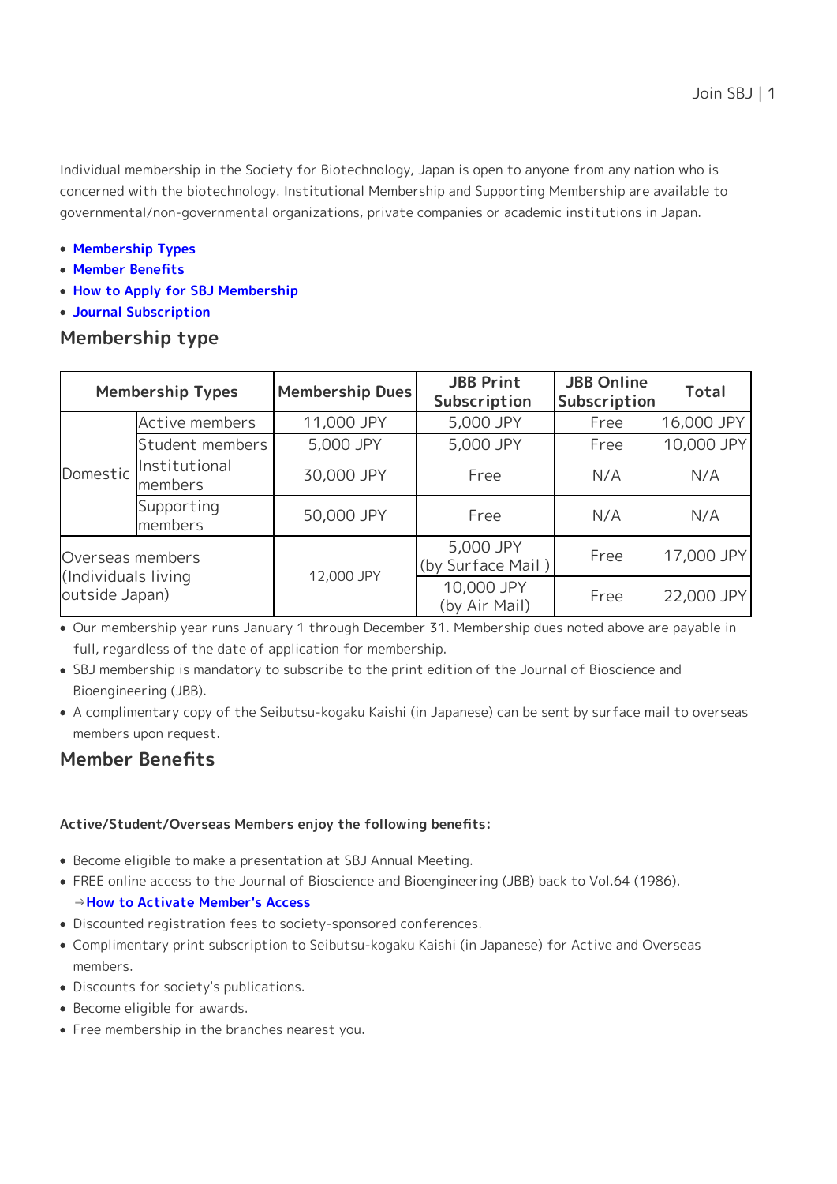Individual membership in the Society for Biotechnology, Japan is open to anyone from any nation who is concerned with the biotechnology. Institutional Membership and Supporting Membership are available to governmental/non-governmental organizations, private companies or academic institutions in Japan.

- **Membership Types**
- **Member Benefits**
- **How to Apply for SBJ Membership**
- **Journal Subscription**

## Membership type

| Membership Types | | Membership Dues | JBB Print Subscription | JBB Online Subscription | Total |
|---|---|---|---|---|---|
| Domestic | Active members | 11,000 JPY | 5,000 JPY | Free | 16,000 JPY |
| | Student members | 5,000 JPY | 5,000 JPY | Free | 10,000 JPY |
| | Institutional members | 30,000 JPY | Free | N/A | N/A |
| | Supporting members | 50,000 JPY | Free | N/A | N/A |
| Overseas members (Individuals living outside Japan) | | 12,000 JPY | 5,000 JPY (by Surface Mail ) | Free | 17,000 JPY |
| | | | 10,000 JPY (by Air Mail) | Free | 22,000 JPY |

- Our membership year runs January 1 through December 31. Membership dues noted above are payable in full, regardless of the date of application for membership.
- SBJ membership is mandatory to subscribe to the print edition of the Journal of Bioscience and Bioengineering (JBB).
- A complimentary copy of the Seibutsu-kogaku Kaishi (in Japanese) can be sent by surface mail to overseas members upon request.

## Member Benefits

**Active/Student/Overseas Members enjoy the following benefits:**

- Become eligible to make a presentation at SBJ Annual Meeting.
- FREE online access to the Journal of Bioscience and Bioengineering (JBB) back to Vol.64 (1986).
  ⇒**How to Activate Member's Access**
- Discounted registration fees to society-sponsored conferences.
- Complimentary print subscription to Seibutsu-kogaku Kaishi (in Japanese) for Active and Overseas members.
- Discounts for society's publications.
- Become eligible for awards.
- Free membership in the branches nearest you.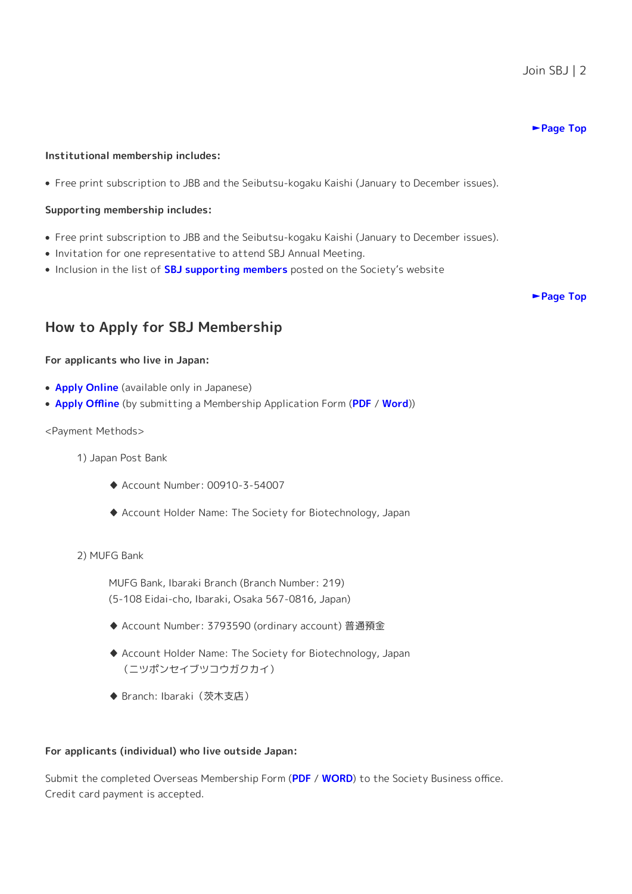►Page Top

**Institutional membership includes:**

- Free print subscription to JBB and the Seibutsu-kogaku Kaishi (January to December issues).

**Supporting membership includes:**

- Free print subscription to JBB and the Seibutsu-kogaku Kaishi (January to December issues).
- Invitation for one representative to attend SBJ Annual Meeting.
- Inclusion in the list of **SBJ supporting members** posted on the Society's website

►Page Top

## How to Apply for SBJ Membership

**For applicants who live in Japan:**

- **Apply Online** (available only in Japanese)
- **Apply Offline** (by submitting a Membership Application Form (**PDF** / **Word**))

<Payment Methods>

1) Japan Post Bank

◆ Account Number: 00910-3-54007

◆ Account Holder Name: The Society for Biotechnology, Japan

2) MUFG Bank

MUFG Bank, Ibaraki Branch (Branch Number: 219)
(5-108 Eidai-cho, Ibaraki, Osaka 567-0816, Japan)

◆ Account Number: 3793590 (ordinary account) 普通預金

◆ Account Holder Name: The Society for Biotechnology, Japan
（ニツポンセイブツコウガクカイ）

◆ Branch: Ibaraki（茨木支店）

**For applicants (individual) who live outside Japan:**

Submit the completed Overseas Membership Form (**PDF** / **WORD**) to the Society Business office.
Credit card payment is accepted.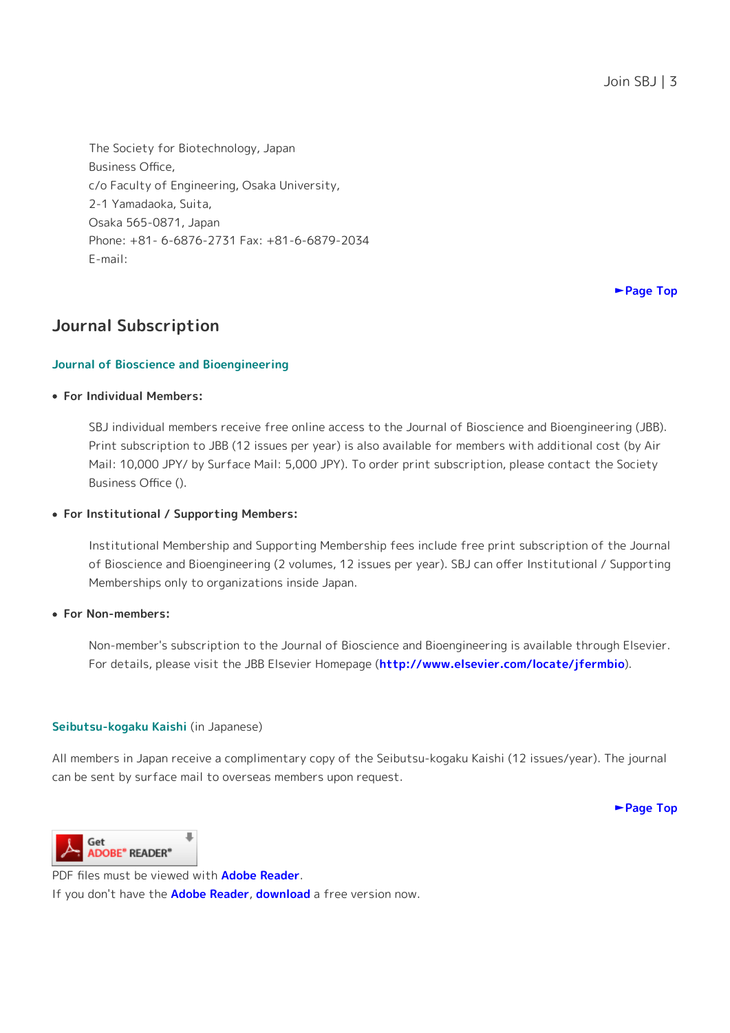The Society for Biotechnology, Japan
Business Office,
c/o Faculty of Engineering, Osaka University,
2-1 Yamadaoka, Suita,
Osaka 565-0871, Japan
Phone: +81- 6-6876-2731 Fax: +81-6-6879-2034
E-mail:

►Page Top

## Journal Subscription

### Journal of Bioscience and Bioengineering

- **For Individual Members:**

  SBJ individual members receive free online access to the Journal of Bioscience and Bioengineering (JBB). Print subscription to JBB (12 issues per year) is also available for members with additional cost (by Air Mail: 10,000 JPY/ by Surface Mail: 5,000 JPY). To order print subscription, please contact the Society Business Office ().

- **For Institutional / Supporting Members:**

  Institutional Membership and Supporting Membership fees include free print subscription of the Journal of Bioscience and Bioengineering (2 volumes, 12 issues per year). SBJ can offer Institutional / Supporting Memberships only to organizations inside Japan.

- **For Non-members:**

  Non-member's subscription to the Journal of Bioscience and Bioengineering is available through Elsevier. For details, please visit the JBB Elsevier Homepage (**http://www.elsevier.com/locate/jfermbio**).

### Seibutsu-kogaku Kaishi (in Japanese)

All members in Japan receive a complimentary copy of the Seibutsu-kogaku Kaishi (12 issues/year). The journal can be sent by surface mail to overseas members upon request.

►Page Top

Get ADOBE® READER®

PDF files must be viewed with **Adobe Reader**.
If you don't have the **Adobe Reader**, **download** a free version now.